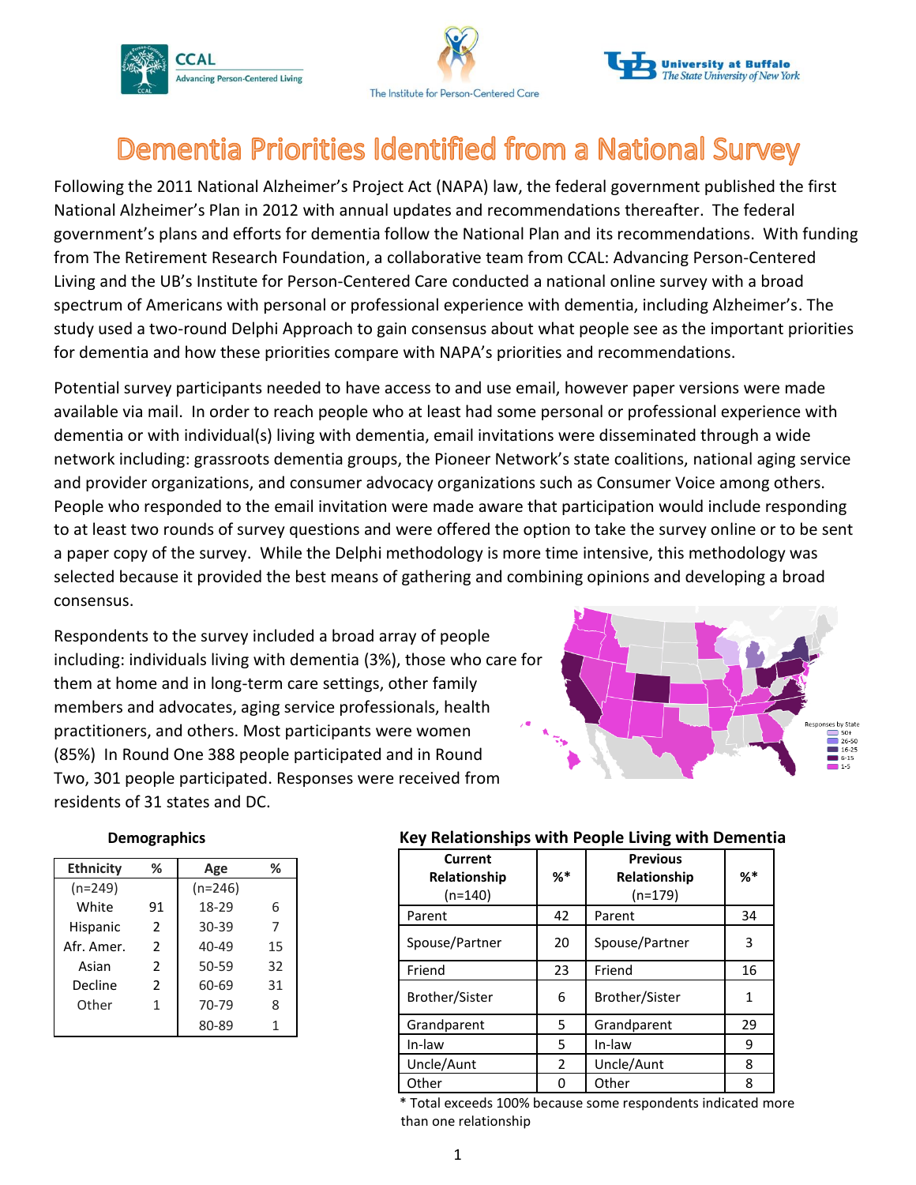# Dementia Priorities Identified from a National Survey

Following the 2011 National Alzheimer's Project Act (NAPA) law, the federal government published the first National Alzheimer's Plan in 2012 with annual updates and recommendations thereafter. The federal government's plans and efforts for dementia follow the National Plan and its recommendations. With funding from The Retirement Research Foundation, a collaborative team from CCAL: Advancing Person-Centered Living and the UB's Institute for Person-Centered Care conducted a national online survey with a broad spectrum of Americans with personal or professional experience with dementia, including Alzheimer's. The study used a two-round Delphi Approach to gain consensus about what people see as the important priorities for dementia and how these priorities compare with NAPA's priorities and recommendations.

Potential survey participants needed to have access to and use email, however paper versions were made available via mail. In order to reach people who at least had some personal or professional experience with dementia or with individual(s) living with dementia, email invitations were disseminated through a wide network including: grassroots dementia groups, the Pioneer Network's state coalitions, national aging service and provider organizations, and consumer advocacy organizations such as Consumer Voice among others. People who responded to the email invitation were made aware that participation would include responding to at least two rounds of survey questions and were offered the option to take the survey online or to be sent a paper copy of the survey. While the Delphi methodology is more time intensive, this methodology was selected because it provided the best means of gathering and combining opinions and developing a broad consensus.

Respondents to the survey included a broad array of people including: individuals living with dementia (3%), those who care for them at home and in long-term care settings, other family members and advocates, aging service professionals, health practitioners, and others. Most participants were women (85%) In Round One 388 people participated and in Round Two, 301 people participated. Responses were received from residents of 31 states and DC.

Responses by State: 50+, 26-50, 16-25, 6-15, 1-5

**Demographics**

| Ethnicity | % | Age | % |
|---|---|---|---|
| (n=249) | | (n=246) | |
| White | 91 | 18-29 | 6 |
| Hispanic | 2 | 30-39 | 7 |
| Afr. Amer. | 2 | 40-49 | 15 |
| Asian | 2 | 50-59 | 32 |
| Decline | 2 | 60-69 | 31 |
| Other | 1 | 70-79 | 8 |
| | | 80-89 | 1 |

**Key Relationships with People Living with Dementia**

| Current Relationship (n=140) | %* | Previous Relationship (n=179) | %* |
|---|---|---|---|
| Parent | 42 | Parent | 34 |
| Spouse/Partner | 20 | Spouse/Partner | 3 |
| Friend | 23 | Friend | 16 |
| Brother/Sister | 6 | Brother/Sister | 1 |
| Grandparent | 5 | Grandparent | 29 |
| In-law | 5 | In-law | 9 |
| Uncle/Aunt | 2 | Uncle/Aunt | 8 |
| Other | 0 | Other | 8 |

\* Total exceeds 100% because some respondents indicated more than one relationship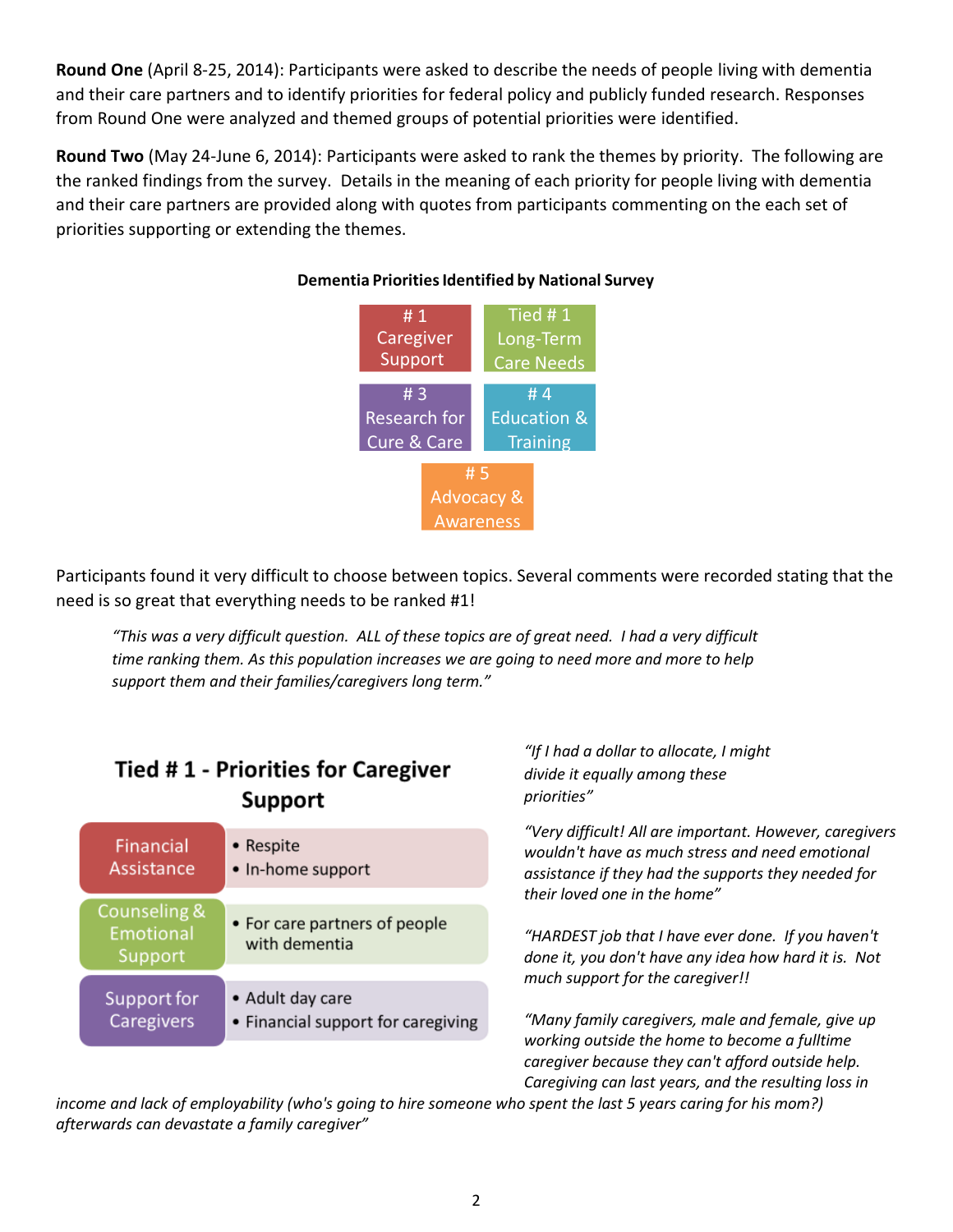**Round One** (April 8-25, 2014): Participants were asked to describe the needs of people living with dementia and their care partners and to identify priorities for federal policy and publicly funded research. Responses from Round One were analyzed and themed groups of potential priorities were identified.

**Round Two** (May 24-June 6, 2014): Participants were asked to rank the themes by priority. The following are the ranked findings from the survey. Details in the meaning of each priority for people living with dementia and their care partners are provided along with quotes from participants commenting on the each set of priorities supporting or extending the themes.

**Dementia Priorities Identified by National Survey**

- # 1 Caregiver Support
- Tied # 1 Long-Term Care Needs
- # 3 Research for Cure & Care
- # 4 Education & Training
- # 5 Advocacy & Awareness

Participants found it very difficult to choose between topics. Several comments were recorded stating that the need is so great that everything needs to be ranked #1!

> *"This was a very difficult question. ALL of these topics are of great need. I had a very difficult time ranking them. As this population increases we are going to need more and more to help support them and their families/caregivers long term."*

## Tied # 1 - Priorities for Caregiver Support

| Priority | Details |
| --- | --- |
| Financial Assistance | • Respite<br>• In-home support |
| Counseling & Emotional Support | • For care partners of people with dementia |
| Support for Caregivers | • Adult day care<br>• Financial support for caregiving |

*"If I had a dollar to allocate, I might divide it equally among these priorities"*

*"Very difficult! All are important. However, caregivers wouldn't have as much stress and need emotional assistance if they had the supports they needed for their loved one in the home"*

*"HARDEST job that I have ever done. If you haven't done it, you don't have any idea how hard it is. Not much support for the caregiver!!*

*"Many family caregivers, male and female, give up working outside the home to become a fulltime caregiver because they can't afford outside help. Caregiving can last years, and the resulting loss in income and lack of employability (who's going to hire someone who spent the last 5 years caring for his mom?) afterwards can devastate a family caregiver"*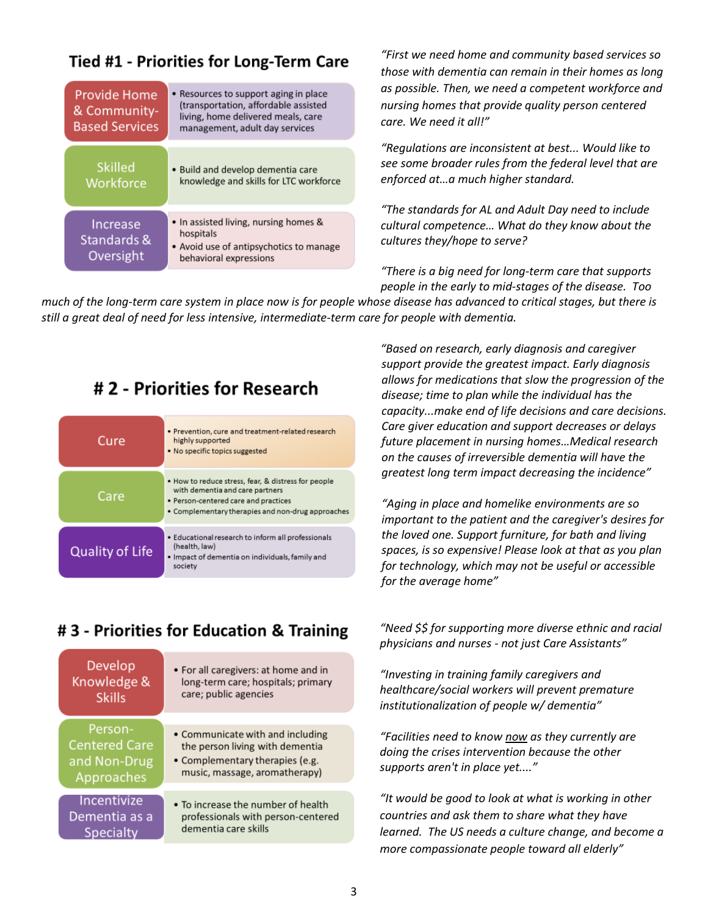## Tied #1 - Priorities for Long-Term Care

| | |
|---|---|
| Provide Home & Community-Based Services | • Resources to support aging in place (transportation, affordable assisted living, home delivered meals, care management, adult day services |
| Skilled Workforce | • Build and develop dementia care knowledge and skills for LTC workforce |
| Increase Standards & Oversight | • In assisted living, nursing homes & hospitals<br>• Avoid use of antipsychotics to manage behavioral expressions |

*"First we need home and community based services so those with dementia can remain in their homes as long as possible. Then, we need a competent workforce and nursing homes that provide quality person centered care. We need it all!"*

*"Regulations are inconsistent at best... Would like to see some broader rules from the federal level that are enforced at…a much higher standard.*

*"The standards for AL and Adult Day need to include cultural competence… What do they know about the cultures they/hope to serve?*

*"There is a big need for long-term care that supports people in the early to mid-stages of the disease. Too much of the long-term care system in place now is for people whose disease has advanced to critical stages, but there is still a great deal of need for less intensive, intermediate-term care for people with dementia.*

## # 2 - Priorities for Research

| | |
|---|---|
| Cure | • Prevention, cure and treatment-related research highly supported<br>• No specific topics suggested |
| Care | • How to reduce stress, fear, & distress for people with dementia and care partners<br>• Person-centered care and practices<br>• Complementary therapies and non-drug approaches |
| Quality of Life | • Educational research to inform all professionals (health, law)<br>• Impact of dementia on individuals, family and society |

*"Based on research, early diagnosis and caregiver support provide the greatest impact. Early diagnosis allows for medications that slow the progression of the disease; time to plan while the individual has the capacity...make end of life decisions and care decisions. Care giver education and support decreases or delays future placement in nursing homes…Medical research on the causes of irreversible dementia will have the greatest long term impact decreasing the incidence"*

*"Aging in place and homelike environments are so important to the patient and the caregiver's desires for the loved one. Support furniture, for bath and living spaces, is so expensive! Please look at that as you plan for technology, which may not be useful or accessible for the average home"*

## # 3 - Priorities for Education & Training

| | |
|---|---|
| Develop Knowledge & Skills | • For all caregivers: at home and in long-term care; hospitals; primary care; public agencies |
| Person-Centered Care and Non-Drug Approaches | • Communicate with and including the person living with dementia<br>• Complementary therapies (e.g. music, massage, aromatherapy) |
| Incentivize Dementia as a Specialty | • To increase the number of health professionals with person-centered dementia care skills |

*"Need $$ for supporting more diverse ethnic and racial physicians and nurses - not just Care Assistants"*

*"Investing in training family caregivers and healthcare/social workers will prevent premature institutionalization of people w/ dementia"*

*"Facilities need to know <u>now</u> as they currently are doing the crises intervention because the other supports aren't in place yet...."*

*"It would be good to look at what is working in other countries and ask them to share what they have learned. The US needs a culture change, and become a more compassionate people toward all elderly"*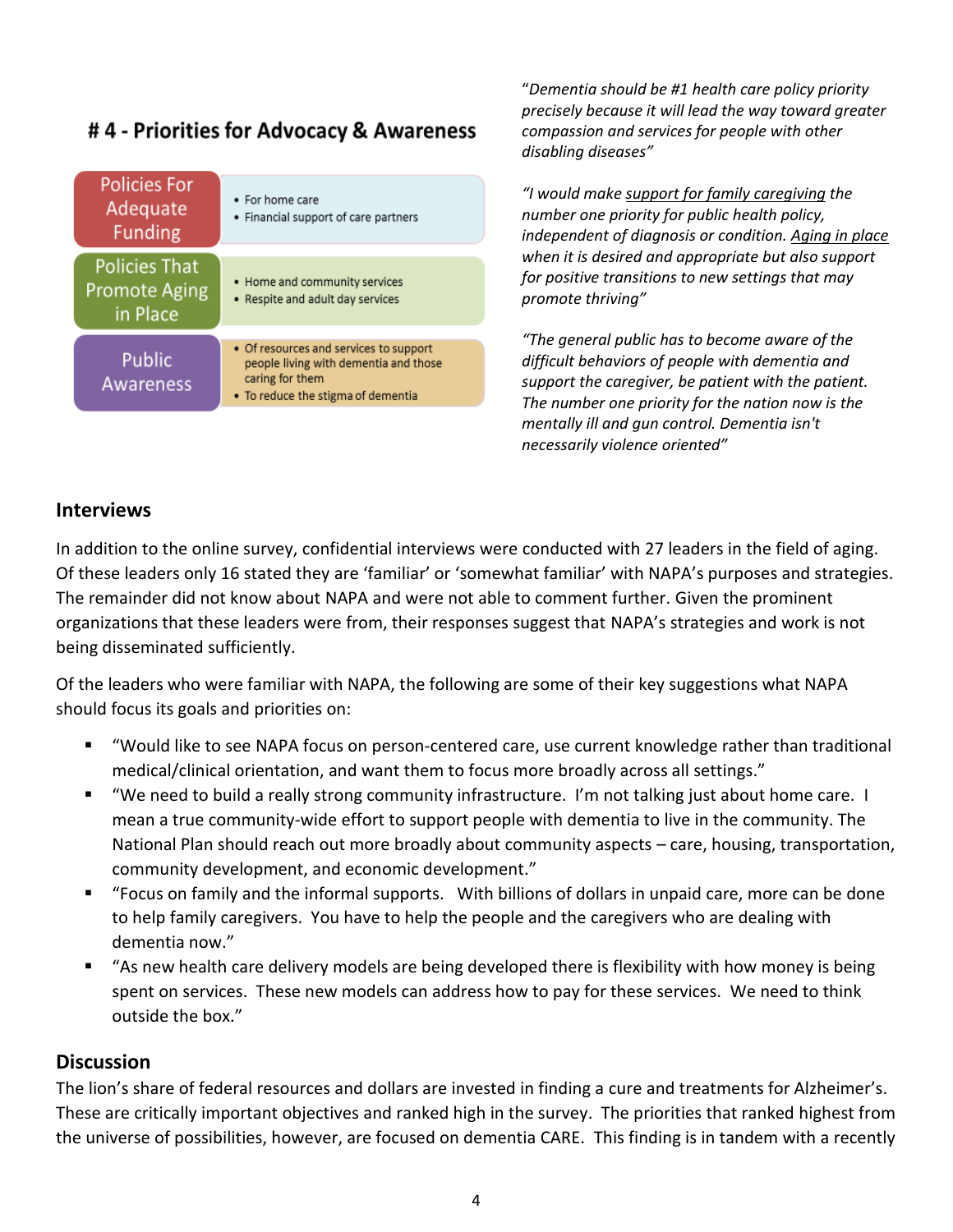## # 4 - Priorities for Advocacy & Awareness

| | |
|---|---|
| Policies For Adequate Funding | • For home care<br>• Financial support of care partners |
| Policies That Promote Aging in Place | • Home and community services<br>• Respite and adult day services |
| Public Awareness | • Of resources and services to support people living with dementia and those caring for them<br>• To reduce the stigma of dementia |

*"Dementia should be #1 health care policy priority precisely because it will lead the way toward greater compassion and services for people with other disabling diseases"*

*"I would make support for family caregiving the number one priority for public health policy, independent of diagnosis or condition. Aging in place when it is desired and appropriate but also support for positive transitions to new settings that may promote thriving"*

*"The general public has to become aware of the difficult behaviors of people with dementia and support the caregiver, be patient with the patient. The number one priority for the nation now is the mentally ill and gun control. Dementia isn't necessarily violence oriented"*

### Interviews

In addition to the online survey, confidential interviews were conducted with 27 leaders in the field of aging. Of these leaders only 16 stated they are 'familiar' or 'somewhat familiar' with NAPA's purposes and strategies. The remainder did not know about NAPA and were not able to comment further. Given the prominent organizations that these leaders were from, their responses suggest that NAPA's strategies and work is not being disseminated sufficiently.

Of the leaders who were familiar with NAPA, the following are some of their key suggestions what NAPA should focus its goals and priorities on:

- "Would like to see NAPA focus on person-centered care, use current knowledge rather than traditional medical/clinical orientation, and want them to focus more broadly across all settings."
- "We need to build a really strong community infrastructure. I'm not talking just about home care. I mean a true community-wide effort to support people with dementia to live in the community. The National Plan should reach out more broadly about community aspects – care, housing, transportation, community development, and economic development."
- "Focus on family and the informal supports. With billions of dollars in unpaid care, more can be done to help family caregivers. You have to help the people and the caregivers who are dealing with dementia now."
- "As new health care delivery models are being developed there is flexibility with how money is being spent on services. These new models can address how to pay for these services. We need to think outside the box."

### Discussion

The lion's share of federal resources and dollars are invested in finding a cure and treatments for Alzheimer's. These are critically important objectives and ranked high in the survey. The priorities that ranked highest from the universe of possibilities, however, are focused on dementia CARE. This finding is in tandem with a recently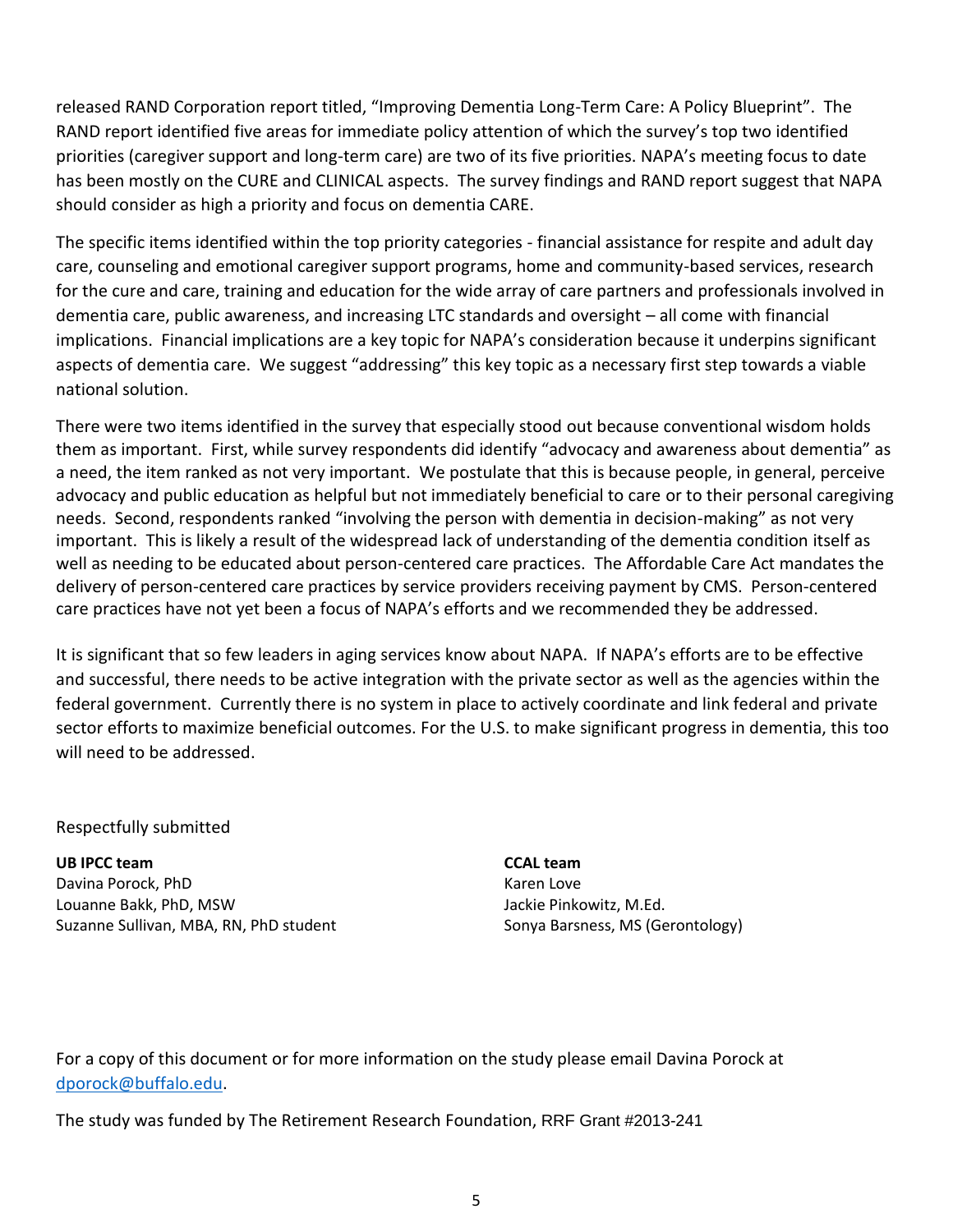released RAND Corporation report titled, "Improving Dementia Long-Term Care: A Policy Blueprint". The RAND report identified five areas for immediate policy attention of which the survey's top two identified priorities (caregiver support and long-term care) are two of its five priorities. NAPA's meeting focus to date has been mostly on the CURE and CLINICAL aspects. The survey findings and RAND report suggest that NAPA should consider as high a priority and focus on dementia CARE.

The specific items identified within the top priority categories - financial assistance for respite and adult day care, counseling and emotional caregiver support programs, home and community-based services, research for the cure and care, training and education for the wide array of care partners and professionals involved in dementia care, public awareness, and increasing LTC standards and oversight – all come with financial implications. Financial implications are a key topic for NAPA's consideration because it underpins significant aspects of dementia care. We suggest "addressing" this key topic as a necessary first step towards a viable national solution.

There were two items identified in the survey that especially stood out because conventional wisdom holds them as important. First, while survey respondents did identify "advocacy and awareness about dementia" as a need, the item ranked as not very important. We postulate that this is because people, in general, perceive advocacy and public education as helpful but not immediately beneficial to care or to their personal caregiving needs. Second, respondents ranked "involving the person with dementia in decision-making" as not very important. This is likely a result of the widespread lack of understanding of the dementia condition itself as well as needing to be educated about person-centered care practices. The Affordable Care Act mandates the delivery of person-centered care practices by service providers receiving payment by CMS. Person-centered care practices have not yet been a focus of NAPA's efforts and we recommended they be addressed.

It is significant that so few leaders in aging services know about NAPA. If NAPA's efforts are to be effective and successful, there needs to be active integration with the private sector as well as the agencies within the federal government. Currently there is no system in place to actively coordinate and link federal and private sector efforts to maximize beneficial outcomes. For the U.S. to make significant progress in dementia, this too will need to be addressed.

Respectfully submitted

**UB IPCC team**
Davina Porock, PhD
Louanne Bakk, PhD, MSW
Suzanne Sullivan, MBA, RN, PhD student

**CCAL team**
Karen Love
Jackie Pinkowitz, M.Ed.
Sonya Barsness, MS (Gerontology)

For a copy of this document or for more information on the study please email Davina Porock at dporock@buffalo.edu.

The study was funded by The Retirement Research Foundation, RRF Grant #2013-241